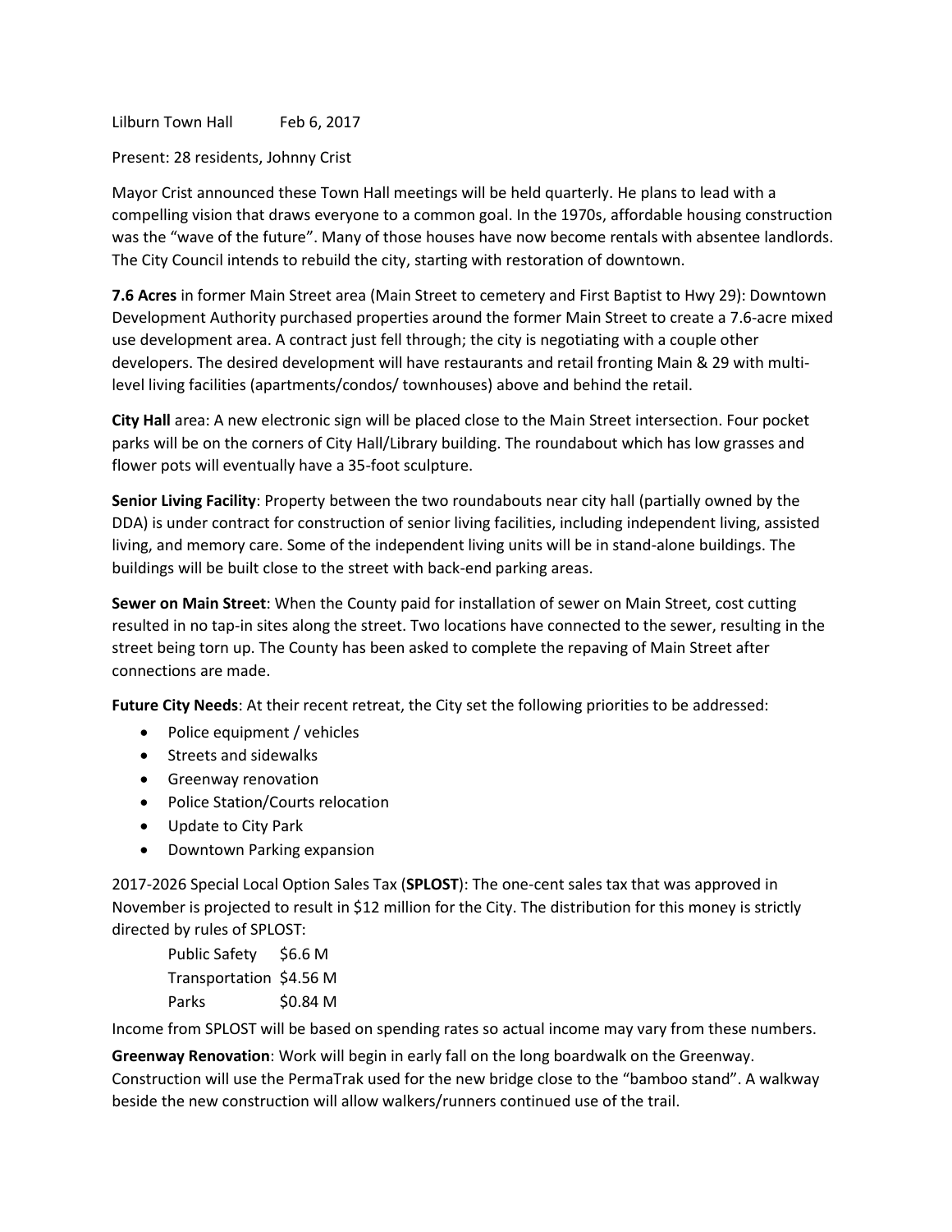Lilburn Town Hall Feb 6, 2017

Present: 28 residents, Johnny Crist

Mayor Crist announced these Town Hall meetings will be held quarterly. He plans to lead with a compelling vision that draws everyone to a common goal. In the 1970s, affordable housing construction was the "wave of the future". Many of those houses have now become rentals with absentee landlords. The City Council intends to rebuild the city, starting with restoration of downtown.

**7.6 Acres** in former Main Street area (Main Street to cemetery and First Baptist to Hwy 29): Downtown Development Authority purchased properties around the former Main Street to create a 7.6-acre mixed use development area. A contract just fell through; the city is negotiating with a couple other developers. The desired development will have restaurants and retail fronting Main & 29 with multi-level living facilities (apartments/condos/ townhouses) above and behind the retail.

**City Hall** area: A new electronic sign will be placed close to the Main Street intersection. Four pocket parks will be on the corners of City Hall/Library building. The roundabout which has low grasses and flower pots will eventually have a 35-foot sculpture.

**Senior Living Facility**: Property between the two roundabouts near city hall (partially owned by the DDA) is under contract for construction of senior living facilities, including independent living, assisted living, and memory care. Some of the independent living units will be in stand-alone buildings. The buildings will be built close to the street with back-end parking areas.

**Sewer on Main Street**: When the County paid for installation of sewer on Main Street, cost cutting resulted in no tap-in sites along the street. Two locations have connected to the sewer, resulting in the street being torn up. The County has been asked to complete the repaving of Main Street after connections are made.

**Future City Needs**: At their recent retreat, the City set the following priorities to be addressed:

- Police equipment / vehicles
- Streets and sidewalks
- Greenway renovation
- Police Station/Courts relocation
- Update to City Park
- Downtown Parking expansion

2017-2026 Special Local Option Sales Tax (**SPLOST**): The one-cent sales tax that was approved in November is projected to result in $12 million for the City. The distribution for this money is strictly directed by rules of SPLOST:

| | |
|---|---|
| Public Safety | $6.6 M |
| Transportation | $4.56 M |
| Parks | $0.84 M |

Income from SPLOST will be based on spending rates so actual income may vary from these numbers.

**Greenway Renovation**: Work will begin in early fall on the long boardwalk on the Greenway. Construction will use the PermaTrak used for the new bridge close to the "bamboo stand". A walkway beside the new construction will allow walkers/runners continued use of the trail.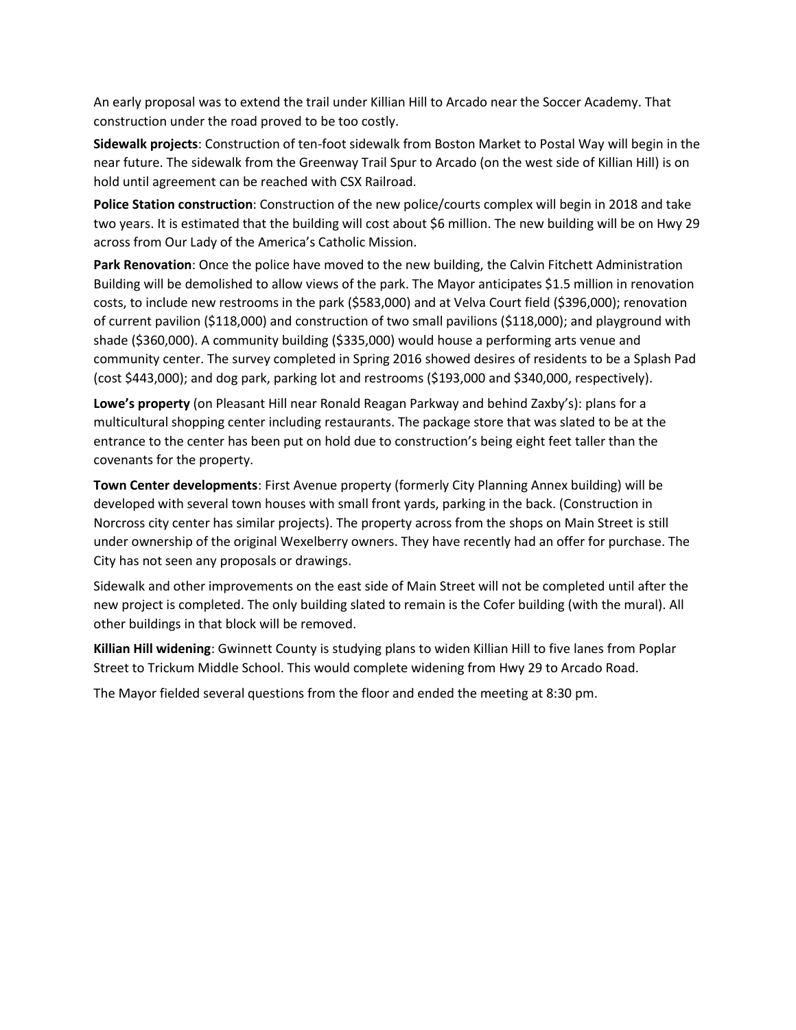An early proposal was to extend the trail under Killian Hill to Arcado near the Soccer Academy. That construction under the road proved to be too costly.

**Sidewalk projects**: Construction of ten-foot sidewalk from Boston Market to Postal Way will begin in the near future. The sidewalk from the Greenway Trail Spur to Arcado (on the west side of Killian Hill) is on hold until agreement can be reached with CSX Railroad.

**Police Station construction**: Construction of the new police/courts complex will begin in 2018 and take two years. It is estimated that the building will cost about $6 million. The new building will be on Hwy 29 across from Our Lady of the America's Catholic Mission.

**Park Renovation**: Once the police have moved to the new building, the Calvin Fitchett Administration Building will be demolished to allow views of the park. The Mayor anticipates $1.5 million in renovation costs, to include new restrooms in the park ($583,000) and at Velva Court field ($396,000); renovation of current pavilion ($118,000) and construction of two small pavilions ($118,000); and playground with shade ($360,000). A community building ($335,000) would house a performing arts venue and community center. The survey completed in Spring 2016 showed desires of residents to be a Splash Pad (cost $443,000); and dog park, parking lot and restrooms ($193,000 and $340,000, respectively).

**Lowe's property** (on Pleasant Hill near Ronald Reagan Parkway and behind Zaxby's): plans for a multicultural shopping center including restaurants. The package store that was slated to be at the entrance to the center has been put on hold due to construction's being eight feet taller than the covenants for the property.

**Town Center developments**: First Avenue property (formerly City Planning Annex building) will be developed with several town houses with small front yards, parking in the back. (Construction in Norcross city center has similar projects). The property across from the shops on Main Street is still under ownership of the original Wexelberry owners. They have recently had an offer for purchase. The City has not seen any proposals or drawings.

Sidewalk and other improvements on the east side of Main Street will not be completed until after the new project is completed. The only building slated to remain is the Cofer building (with the mural). All other buildings in that block will be removed.

**Killian Hill widening**: Gwinnett County is studying plans to widen Killian Hill to five lanes from Poplar Street to Trickum Middle School. This would complete widening from Hwy 29 to Arcado Road.

The Mayor fielded several questions from the floor and ended the meeting at 8:30 pm.